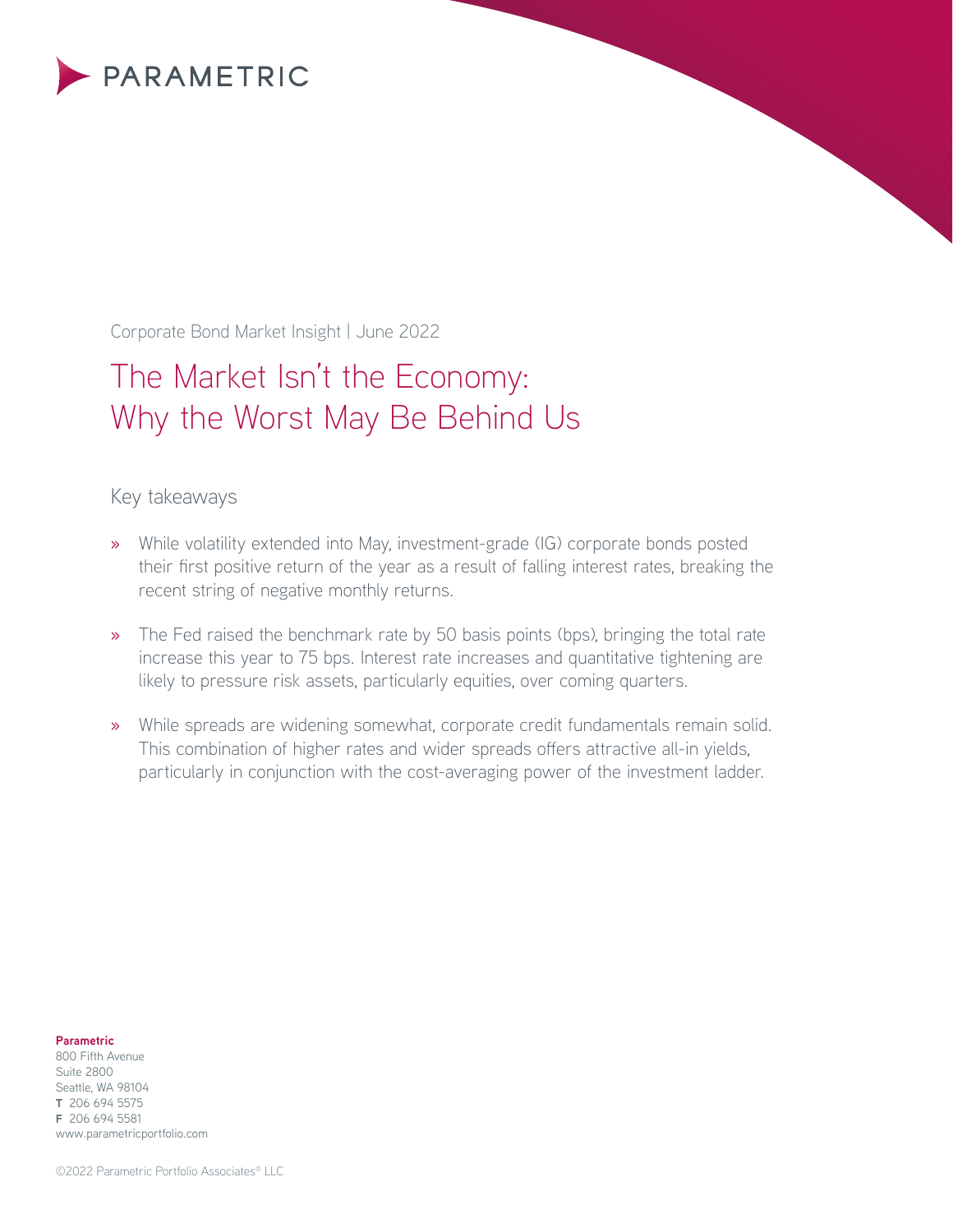PARAMETRIC

Corporate Bond Market Insight | June 2022

# The Market Isn't the Economy: Why the Worst May Be Behind Us

## Key takeaways

- While volatility extended into May, investment-grade (IG) corporate bonds posted their first positive return of the year as a result of falling interest rates, breaking the recent string of negative monthly returns.
- The Fed raised the benchmark rate by 50 basis points (bps), bringing the total rate increase this year to 75 bps. Interest rate increases and quantitative tightening are likely to pressure risk assets, particularly equities, over coming quarters.
- While spreads are widening somewhat, corporate credit fundamentals remain solid. This combination of higher rates and wider spreads offers attractive all-in yields, particularly in conjunction with the cost-averaging power of the investment ladder.

**Parametric**
800 Fifth Avenue
Suite 2800
Seattle, WA 98104
**T** 206 694 5575
**F** 206 694 5581
www.parametricportfolio.com

©2022 Parametric Portfolio Associates® LLC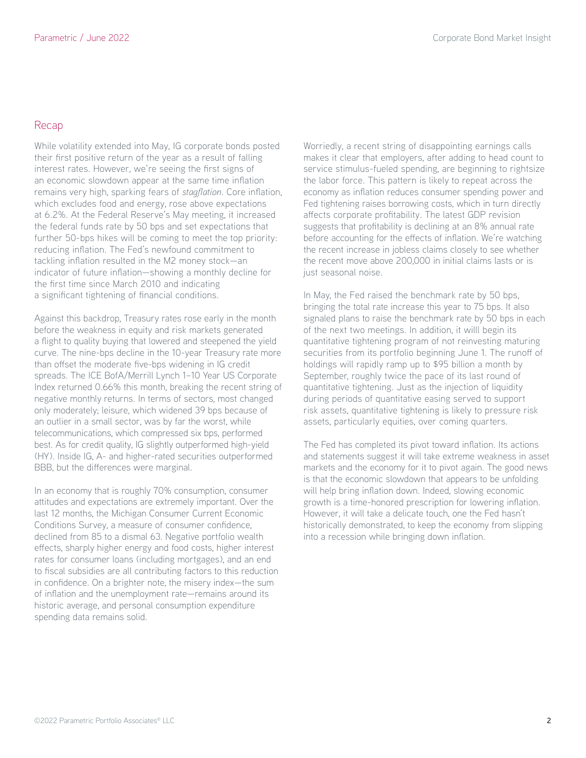## Recap

While volatility extended into May, IG corporate bonds posted their first positive return of the year as a result of falling interest rates. However, we're seeing the first signs of an economic slowdown appear at the same time inflation remains very high, sparking fears of *stagflation*. Core inflation, which excludes food and energy, rose above expectations at 6.2%. At the Federal Reserve's May meeting, it increased the federal funds rate by 50 bps and set expectations that further 50-bps hikes will be coming to meet the top priority: reducing inflation. The Fed's newfound commitment to tackling inflation resulted in the M2 money stock—an indicator of future inflation—showing a monthly decline for the first time since March 2010 and indicating a significant tightening of financial conditions.

Against this backdrop, Treasury rates rose early in the month before the weakness in equity and risk markets generated a flight to quality buying that lowered and steepened the yield curve. The nine-bps decline in the 10-year Treasury rate more than offset the moderate five-bps widening in IG credit spreads. The ICE BofA/Merrill Lynch 1–10 Year US Corporate Index returned 0.66% this month, breaking the recent string of negative monthly returns. In terms of sectors, most changed only moderately; leisure, which widened 39 bps because of an outlier in a small sector, was by far the worst, while telecommunications, which compressed six bps, performed best. As for credit quality, IG slightly outperformed high-yield (HY). Inside IG, A- and higher-rated securities outperformed BBB, but the differences were marginal.

In an economy that is roughly 70% consumption, consumer attitudes and expectations are extremely important. Over the last 12 months, the Michigan Consumer Current Economic Conditions Survey, a measure of consumer confidence, declined from 85 to a dismal 63. Negative portfolio wealth effects, sharply higher energy and food costs, higher interest rates for consumer loans (including mortgages), and an end to fiscal subsidies are all contributing factors to this reduction in confidence. On a brighter note, the misery index—the sum of inflation and the unemployment rate—remains around its historic average, and personal consumption expenditure spending data remains solid.

Worriedly, a recent string of disappointing earnings calls makes it clear that employers, after adding to head count to service stimulus-fueled spending, are beginning to rightsize the labor force. This pattern is likely to repeat across the economy as inflation reduces consumer spending power and Fed tightening raises borrowing costs, which in turn directly affects corporate profitability. The latest GDP revision suggests that profitability is declining at an 8% annual rate before accounting for the effects of inflation. We're watching the recent increase in jobless claims closely to see whether the recent move above 200,000 in initial claims lasts or is just seasonal noise.

In May, the Fed raised the benchmark rate by 50 bps, bringing the total rate increase this year to 75 bps. It also signaled plans to raise the benchmark rate by 50 bps in each of the next two meetings. In addition, it willl begin its quantitative tightening program of not reinvesting maturing securities from its portfolio beginning June 1. The runoff of holdings will rapidly ramp up to $95 billion a month by September, roughly twice the pace of its last round of quantitative tightening. Just as the injection of liquidity during periods of quantitative easing served to support risk assets, quantitative tightening is likely to pressure risk assets, particularly equities, over coming quarters.

The Fed has completed its pivot toward inflation. Its actions and statements suggest it will take extreme weakness in asset markets and the economy for it to pivot again. The good news is that the economic slowdown that appears to be unfolding will help bring inflation down. Indeed, slowing economic growth is a time-honored prescription for lowering inflation. However, it will take a delicate touch, one the Fed hasn't historically demonstrated, to keep the economy from slipping into a recession while bringing down inflation.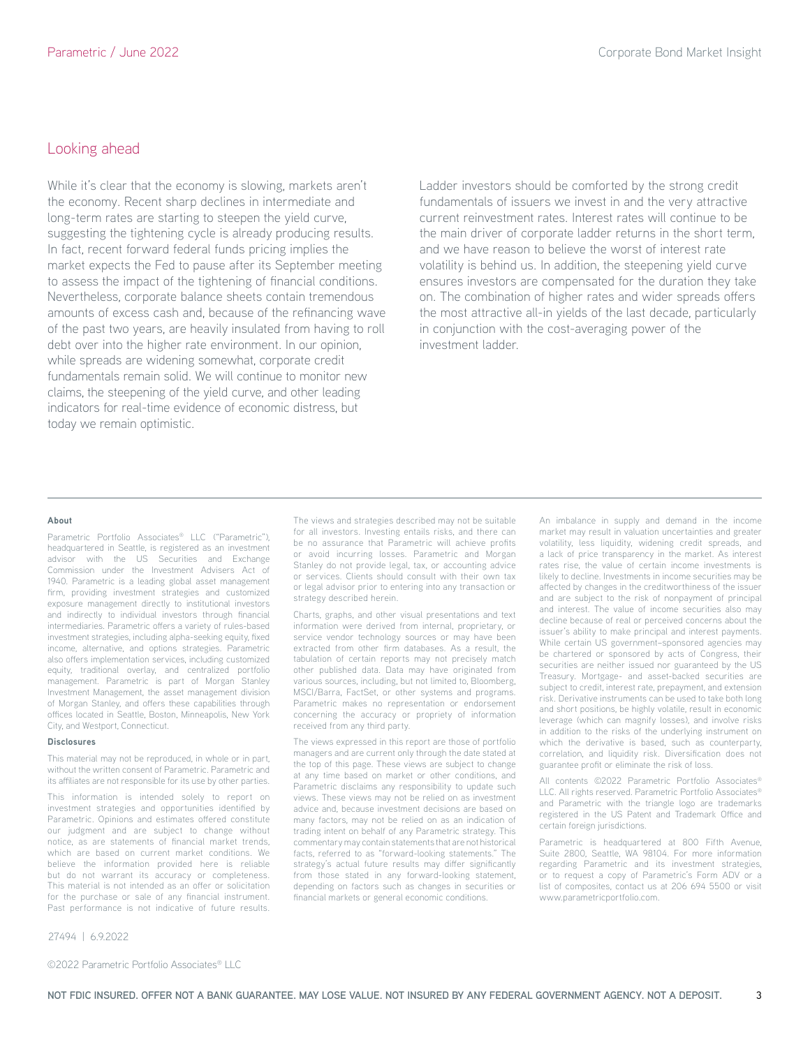## Looking ahead

While it's clear that the economy is slowing, markets aren't the economy. Recent sharp declines in intermediate and long-term rates are starting to steepen the yield curve, suggesting the tightening cycle is already producing results. In fact, recent forward federal funds pricing implies the market expects the Fed to pause after its September meeting to assess the impact of the tightening of financial conditions. Nevertheless, corporate balance sheets contain tremendous amounts of excess cash and, because of the refinancing wave of the past two years, are heavily insulated from having to roll debt over into the higher rate environment. In our opinion, while spreads are widening somewhat, corporate credit fundamentals remain solid. We will continue to monitor new claims, the steepening of the yield curve, and other leading indicators for real-time evidence of economic distress, but today we remain optimistic.

Ladder investors should be comforted by the strong credit fundamentals of issuers we invest in and the very attractive current reinvestment rates. Interest rates will continue to be the main driver of corporate ladder returns in the short term, and we have reason to believe the worst of interest rate volatility is behind us. In addition, the steepening yield curve ensures investors are compensated for the duration they take on. The combination of higher rates and wider spreads offers the most attractive all-in yields of the last decade, particularly in conjunction with the cost-averaging power of the investment ladder.

**About**

Parametric Portfolio Associates® LLC ("Parametric"), headquartered in Seattle, is registered as an investment advisor with the US Securities and Exchange Commission under the Investment Advisers Act of 1940. Parametric is a leading global asset management firm, providing investment strategies and customized exposure management directly to institutional investors and indirectly to individual investors through financial intermediaries. Parametric offers a variety of rules-based investment strategies, including alpha-seeking equity, fixed income, alternative, and options strategies. Parametric also offers implementation services, including customized equity, traditional overlay, and centralized portfolio management. Parametric is part of Morgan Stanley Investment Management, the asset management division of Morgan Stanley, and offers these capabilities through offices located in Seattle, Boston, Minneapolis, New York City, and Westport, Connecticut.

**Disclosures**

This material may not be reproduced, in whole or in part, without the written consent of Parametric. Parametric and its affiliates are not responsible for its use by other parties.

This information is intended solely to report on investment strategies and opportunities identified by Parametric. Opinions and estimates offered constitute our judgment and are subject to change without notice, as are statements of financial market trends, which are based on current market conditions. We believe the information provided here is reliable but do not warrant its accuracy or completeness. This material is not intended as an offer or solicitation for the purchase or sale of any financial instrument. Past performance is not indicative of future results. The views and strategies described may not be suitable for all investors. Investing entails risks, and there can be no assurance that Parametric will achieve profits or avoid incurring losses. Parametric and Morgan Stanley do not provide legal, tax, or accounting advice or services. Clients should consult with their own tax or legal advisor prior to entering into any transaction or strategy described herein.

Charts, graphs, and other visual presentations and text information were derived from internal, proprietary, or service vendor technology sources or may have been extracted from other firm databases. As a result, the tabulation of certain reports may not precisely match other published data. Data may have originated from various sources, including, but not limited to, Bloomberg, MSCI/Barra, FactSet, or other systems and programs. Parametric makes no representation or endorsement concerning the accuracy or propriety of information received from any third party.

The views expressed in this report are those of portfolio managers and are current only through the date stated at the top of this page. These views are subject to change at any time based on market or other conditions, and Parametric disclaims any responsibility to update such views. These views may not be relied on as investment advice and, because investment decisions are based on many factors, may not be relied on as an indication of trading intent on behalf of any Parametric strategy. This commentary may contain statements that are not historical facts, referred to as "forward-looking statements." The strategy's actual future results may differ significantly from those stated in any forward-looking statement, depending on factors such as changes in securities or financial markets or general economic conditions.

An imbalance in supply and demand in the income market may result in valuation uncertainties and greater volatility, less liquidity, widening credit spreads, and a lack of price transparency in the market. As interest rates rise, the value of certain income investments is likely to decline. Investments in income securities may be affected by changes in the creditworthiness of the issuer and are subject to the risk of nonpayment of principal and interest. The value of income securities also may decline because of real or perceived concerns about the issuer's ability to make principal and interest payments. While certain US government–sponsored agencies may be chartered or sponsored by acts of Congress, their securities are neither issued nor guaranteed by the US Treasury. Mortgage- and asset-backed securities are subject to credit, interest rate, prepayment, and extension risk. Derivative instruments can be used to take both long and short positions, be highly volatile, result in economic leverage (which can magnify losses), and involve risks in addition to the risks of the underlying instrument on which the derivative is based, such as counterparty, correlation, and liquidity risk. Diversification does not guarantee profit or eliminate the risk of loss.

All contents ©2022 Parametric Portfolio Associates® LLC. All rights reserved. Parametric Portfolio Associates® and Parametric with the triangle logo are trademarks registered in the US Patent and Trademark Office and certain foreign jurisdictions.

Parametric is headquartered at 800 Fifth Avenue, Suite 2800, Seattle, WA 98104. For more information regarding Parametric and its investment strategies, or to request a copy of Parametric's Form ADV or a list of composites, contact us at 206 694 5500 or visit www.parametricportfolio.com.

27494 | 6.9.2022

©2022 Parametric Portfolio Associates® LLC

NOT FDIC INSURED. OFFER NOT A BANK GUARANTEE. MAY LOSE VALUE. NOT INSURED BY ANY FEDERAL GOVERNMENT AGENCY. NOT A DEPOSIT.